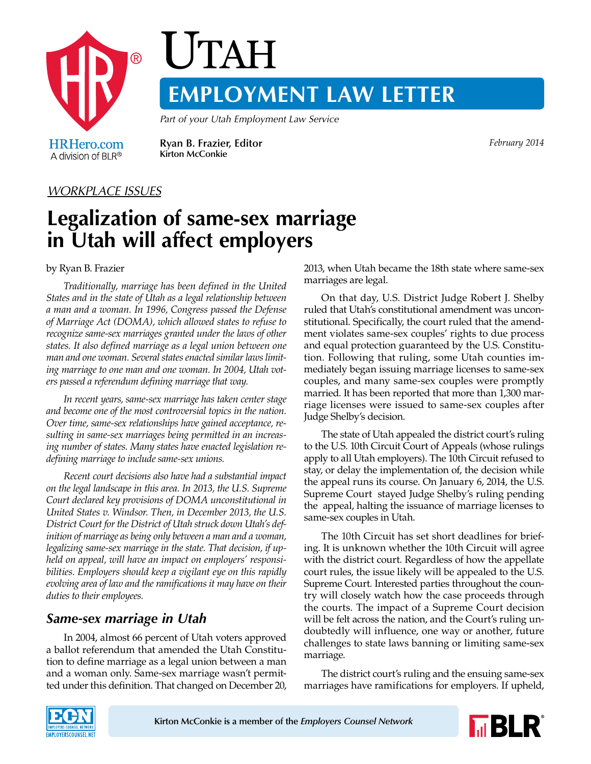# Utah

## EMPLOYMENT LAW LETTER

*Part of your Utah Employment Law Service*

**Ryan B. Frazier, Editor**
**Kirton McConkie**

*February 2014*

*WORKPLACE ISSUES*

# Legalization of same-sex marriage in Utah will affect employers

by Ryan B. Frazier

*Traditionally, marriage has been defined in the United States and in the state of Utah as a legal relationship between a man and a woman. In 1996, Congress passed the Defense of Marriage Act (DOMA), which allowed states to refuse to recognize same-sex marriages granted under the laws of other states. It also defined marriage as a legal union between one man and one woman. Several states enacted similar laws limiting marriage to one man and one woman. In 2004, Utah voters passed a referendum defining marriage that way.*

*In recent years, same-sex marriage has taken center stage and become one of the most controversial topics in the nation. Over time, same-sex relationships have gained acceptance, resulting in same-sex marriages being permitted in an increasing number of states. Many states have enacted legislation redefining marriage to include same-sex unions.*

*Recent court decisions also have had a substantial impact on the legal landscape in this area. In 2013, the U.S. Supreme Court declared key provisions of DOMA unconstitutional in United States v. Windsor. Then, in December 2013, the U.S. District Court for the District of Utah struck down Utah's definition of marriage as being only between a man and a woman, legalizing same-sex marriage in the state. That decision, if upheld on appeal, will have an impact on employers' responsibilities. Employers should keep a vigilant eye on this rapidly evolving area of law and the ramifications it may have on their duties to their employees.*

### *Same-sex marriage in Utah*

In 2004, almost 66 percent of Utah voters approved a ballot referendum that amended the Utah Constitution to define marriage as a legal union between a man and a woman only. Same-sex marriage wasn't permitted under this definition. That changed on December 20, 2013, when Utah became the 18th state where same-sex marriages are legal.

On that day, U.S. District Judge Robert J. Shelby ruled that Utah's constitutional amendment was unconstitutional. Specifically, the court ruled that the amendment violates same-sex couples' rights to due process and equal protection guaranteed by the U.S. Constitution. Following that ruling, some Utah counties immediately began issuing marriage licenses to same-sex couples, and many same-sex couples were promptly married. It has been reported that more than 1,300 marriage licenses were issued to same-sex couples after Judge Shelby's decision.

The state of Utah appealed the district court's ruling to the U.S. 10th Circuit Court of Appeals (whose rulings apply to all Utah employers). The 10th Circuit refused to stay, or delay the implementation of, the decision while the appeal runs its course. On January 6, 2014, the U.S. Supreme Court stayed Judge Shelby's ruling pending the appeal, halting the issuance of marriage licenses to same-sex couples in Utah.

The 10th Circuit has set short deadlines for briefing. It is unknown whether the 10th Circuit will agree with the district court. Regardless of how the appellate court rules, the issue likely will be appealed to the U.S. Supreme Court. Interested parties throughout the country will closely watch how the case proceeds through the courts. The impact of a Supreme Court decision will be felt across the nation, and the Court's ruling undoubtedly will influence, one way or another, future challenges to state laws banning or limiting same-sex marriage.

The district court's ruling and the ensuing same-sex marriages have ramifications for employers. If upheld,

Kirton McConkie is a member of the *Employers Counsel Network*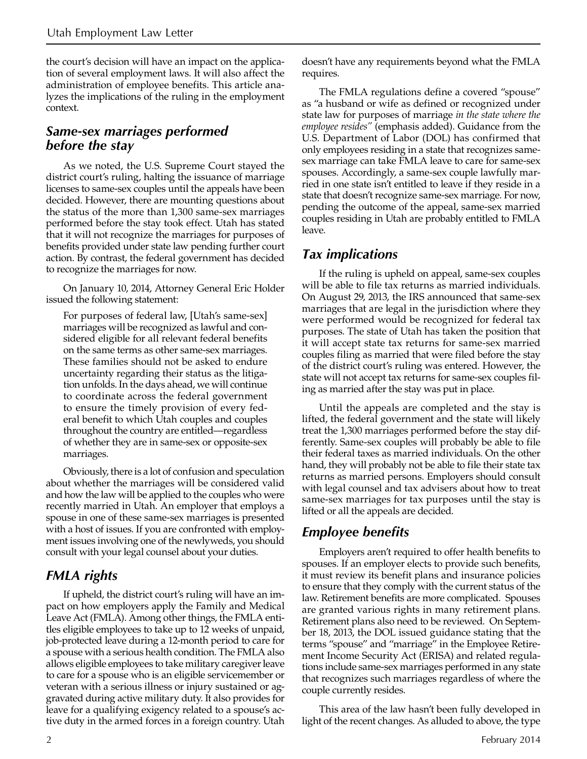the court's decision will have an impact on the application of several employment laws. It will also affect the administration of employee benefits. This article analyzes the implications of the ruling in the employment context.

## *Same-sex marriages performed before the stay*

As we noted, the U.S. Supreme Court stayed the district court's ruling, halting the issuance of marriage licenses to same-sex couples until the appeals have been decided. However, there are mounting questions about the status of the more than 1,300 same-sex marriages performed before the stay took effect. Utah has stated that it will not recognize the marriages for purposes of benefits provided under state law pending further court action. By contrast, the federal government has decided to recognize the marriages for now.

On January 10, 2014, Attorney General Eric Holder issued the following statement:

> For purposes of federal law, [Utah's same-sex] marriages will be recognized as lawful and considered eligible for all relevant federal benefits on the same terms as other same-sex marriages. These families should not be asked to endure uncertainty regarding their status as the litigation unfolds. In the days ahead, we will continue to coordinate across the federal government to ensure the timely provision of every federal benefit to which Utah couples and couples throughout the country are entitled—regardless of whether they are in same-sex or opposite-sex marriages.

Obviously, there is a lot of confusion and speculation about whether the marriages will be considered valid and how the law will be applied to the couples who were recently married in Utah. An employer that employs a spouse in one of these same-sex marriages is presented with a host of issues. If you are confronted with employment issues involving one of the newlyweds, you should consult with your legal counsel about your duties.

## *FMLA rights*

If upheld, the district court's ruling will have an impact on how employers apply the Family and Medical Leave Act (FMLA). Among other things, the FMLA entitles eligible employees to take up to 12 weeks of unpaid, job-protected leave during a 12-month period to care for a spouse with a serious health condition. The FMLA also allows eligible employees to take military caregiver leave to care for a spouse who is an eligible servicemember or veteran with a serious illness or injury sustained or aggravated during active military duty. It also provides for leave for a qualifying exigency related to a spouse's active duty in the armed forces in a foreign country. Utah doesn't have any requirements beyond what the FMLA requires.

The FMLA regulations define a covered "spouse" as "a husband or wife as defined or recognized under state law for purposes of marriage *in the state where the employee resides*" (emphasis added). Guidance from the U.S. Department of Labor (DOL) has confirmed that only employees residing in a state that recognizes same-sex marriage can take FMLA leave to care for same-sex spouses. Accordingly, a same-sex couple lawfully married in one state isn't entitled to leave if they reside in a state that doesn't recognize same-sex marriage. For now, pending the outcome of the appeal, same-sex married couples residing in Utah are probably entitled to FMLA leave.

## *Tax implications*

If the ruling is upheld on appeal, same-sex couples will be able to file tax returns as married individuals. On August 29, 2013, the IRS announced that same-sex marriages that are legal in the jurisdiction where they were performed would be recognized for federal tax purposes. The state of Utah has taken the position that it will accept state tax returns for same-sex married couples filing as married that were filed before the stay of the district court's ruling was entered. However, the state will not accept tax returns for same-sex couples filing as married after the stay was put in place.

Until the appeals are completed and the stay is lifted, the federal government and the state will likely treat the 1,300 marriages performed before the stay differently. Same-sex couples will probably be able to file their federal taxes as married individuals. On the other hand, they will probably not be able to file their state tax returns as married persons. Employers should consult with legal counsel and tax advisers about how to treat same-sex marriages for tax purposes until the stay is lifted or all the appeals are decided.

## *Employee benefits*

Employers aren't required to offer health benefits to spouses. If an employer elects to provide such benefits, it must review its benefit plans and insurance policies to ensure that they comply with the current status of the law. Retirement benefits are more complicated. Spouses are granted various rights in many retirement plans. Retirement plans also need to be reviewed. On September 18, 2013, the DOL issued guidance stating that the terms "spouse" and "marriage" in the Employee Retirement Income Security Act (ERISA) and related regulations include same-sex marriages performed in any state that recognizes such marriages regardless of where the couple currently resides.

This area of the law hasn't been fully developed in light of the recent changes. As alluded to above, the type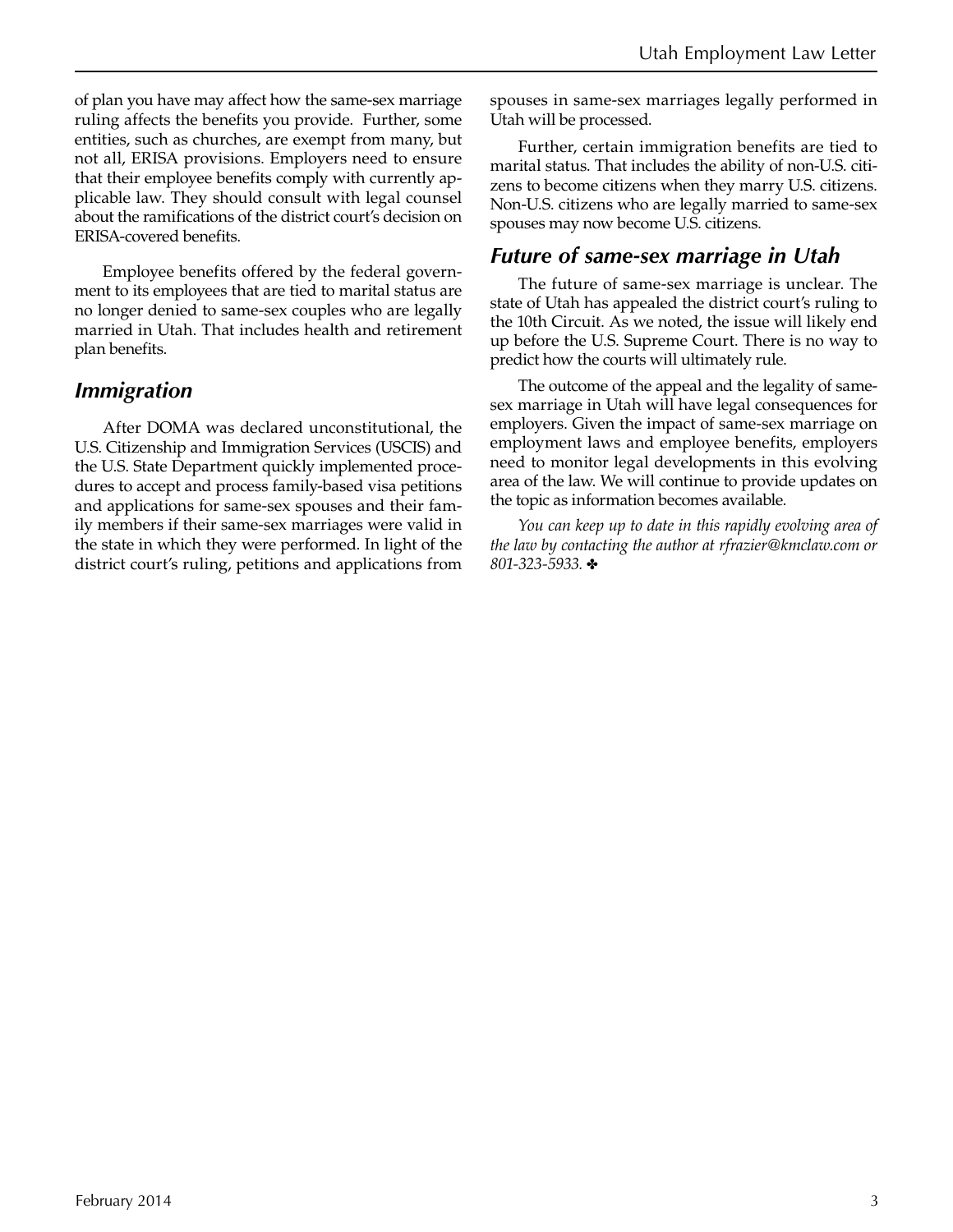of plan you have may affect how the same-sex marriage ruling affects the benefits you provide. Further, some entities, such as churches, are exempt from many, but not all, ERISA provisions. Employers need to ensure that their employee benefits comply with currently applicable law. They should consult with legal counsel about the ramifications of the district court's decision on ERISA-covered benefits.

Employee benefits offered by the federal government to its employees that are tied to marital status are no longer denied to same-sex couples who are legally married in Utah. That includes health and retirement plan benefits.

## *Immigration*

After DOMA was declared unconstitutional, the U.S. Citizenship and Immigration Services (USCIS) and the U.S. State Department quickly implemented procedures to accept and process family-based visa petitions and applications for same-sex spouses and their family members if their same-sex marriages were valid in the state in which they were performed. In light of the district court's ruling, petitions and applications from spouses in same-sex marriages legally performed in Utah will be processed.

Further, certain immigration benefits are tied to marital status. That includes the ability of non-U.S. citizens to become citizens when they marry U.S. citizens. Non-U.S. citizens who are legally married to same-sex spouses may now become U.S. citizens.

## *Future of same-sex marriage in Utah*

The future of same-sex marriage is unclear. The state of Utah has appealed the district court's ruling to the 10th Circuit. As we noted, the issue will likely end up before the U.S. Supreme Court. There is no way to predict how the courts will ultimately rule.

The outcome of the appeal and the legality of same-sex marriage in Utah will have legal consequences for employers. Given the impact of same-sex marriage on employment laws and employee benefits, employers need to monitor legal developments in this evolving area of the law. We will continue to provide updates on the topic as information becomes available.

*You can keep up to date in this rapidly evolving area of the law by contacting the author at rfrazier@kmclaw.com or 801-323-5933.* ✤